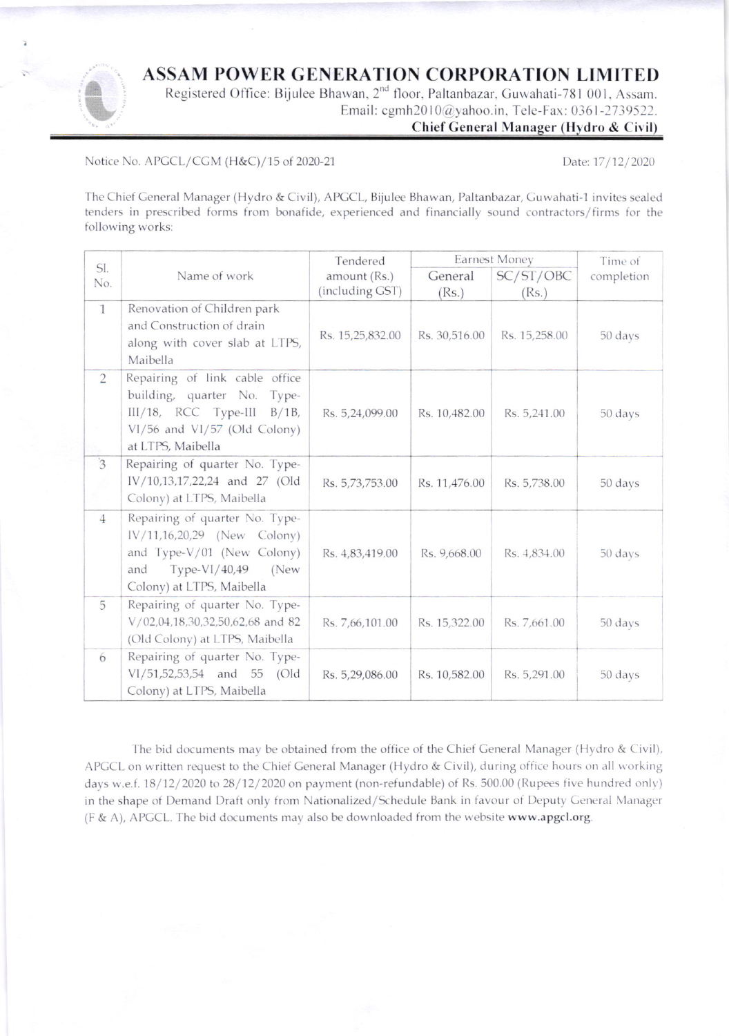# ASSAM POWER GENERATION CORPORATION LIMITED

Registered Office: Bijulee Bhawan, 2nd floor, Paltanbazar, Guwahati-781 001, Assam.
Email: cgmh2010@yahoo.in, Tele-Fax: 0361-2739522.

**Chief General Manager (Hydro & Civil)**

Notice No. APGCL/CGM (H&C)/15 of 2020-21

Date: 17/12/2020

The Chief General Manager (Hydro & Civil), APGCL, Bijulee Bhawan, Paltanbazar, Guwahati-1 invites sealed tenders in prescribed forms from bonafide, experienced and financially sound contractors/firms for the following works:

| Sl. No. | Name of work | Tendered amount (Rs.) (including GST) | Earnest Money | | Time of completion |
|---|---|---|---|---|---|
| | | | General (Rs.) | SC/ST/OBC (Rs.) | |
| 1 | Renovation of Children park and Construction of drain along with cover slab at LTPS, Maibella | Rs. 15,25,832.00 | Rs. 30,516.00 | Rs. 15,258.00 | 50 days |
| 2 | Repairing of link cable office building, quarter No. Type-III/18, RCC Type-III B/1B, VI/56 and VI/57 (Old Colony) at LTPS, Maibella | Rs. 5,24,099.00 | Rs. 10,482.00 | Rs. 5,241.00 | 50 days |
| 3 | Repairing of quarter No. Type-IV/10,13,17,22,24 and 27 (Old Colony) at LTPS, Maibella | Rs. 5,73,753.00 | Rs. 11,476.00 | Rs. 5,738.00 | 50 days |
| 4 | Repairing of quarter No. Type-IV/11,16,20,29 (New Colony) and Type-V/01 (New Colony) and Type-VI/40,49 (New Colony) at LTPS, Maibella | Rs. 4,83,419.00 | Rs. 9,668.00 | Rs. 4,834.00 | 50 days |
| 5 | Repairing of quarter No. Type-V/02,04,18,30,32,50,62,68 and 82 (Old Colony) at LTPS, Maibella | Rs. 7,66,101.00 | Rs. 15,322.00 | Rs. 7,661.00 | 50 days |
| 6 | Repairing of quarter No. Type-VI/51,52,53,54 and 55 (Old Colony) at LTPS, Maibella | Rs. 5,29,086.00 | Rs. 10,582.00 | Rs. 5,291.00 | 50 days |

The bid documents may be obtained from the office of the Chief General Manager (Hydro & Civil), APGCL on written request to the Chief General Manager (Hydro & Civil), during office hours on all working days w.e.f. 18/12/2020 to 28/12/2020 on payment (non-refundable) of Rs. 500.00 (Rupees five hundred only) in the shape of Demand Draft only from Nationalized/Schedule Bank in favour of Deputy General Manager (F & A), APGCL. The bid documents may also be downloaded from the website **www.apgcl.org**.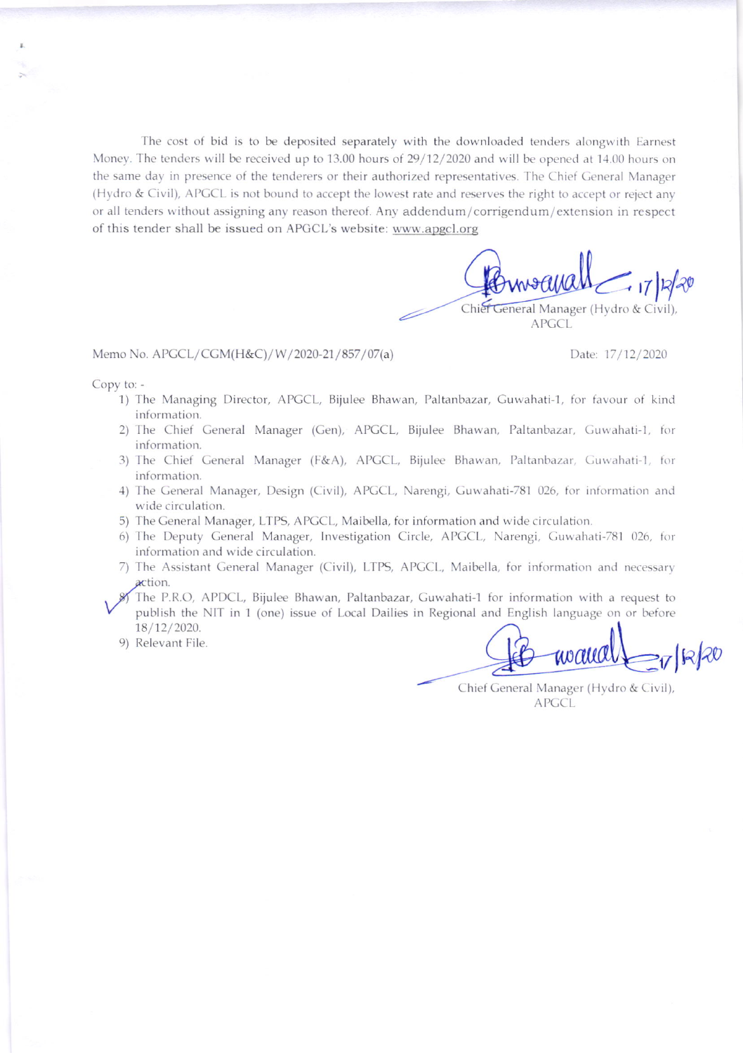The cost of bid is to be deposited separately with the downloaded tenders alongwith Earnest Money. The tenders will be received up to 13.00 hours of 29/12/2020 and will be opened at 14.00 hours on the same day in presence of the tenderers or their authorized representatives. The Chief General Manager (Hydro & Civil), APGCL is not bound to accept the lowest rate and reserves the right to accept or reject any or all tenders without assigning any reason thereof. Any addendum/corrigendum/extension in respect of this tender shall be issued on APGCL's website: www.apgcl.org

17/12/20

Chief General Manager (Hydro & Civil),
APGCL

Memo No. APGCL/CGM(H&C)/W/2020-21/857/07(a) Date: 17/12/2020

Copy to: -

1) The Managing Director, APGCL, Bijulee Bhawan, Paltanbazar, Guwahati-1, for favour of kind information.
2) The Chief General Manager (Gen), APGCL, Bijulee Bhawan, Paltanbazar, Guwahati-1, for information.
3) The Chief General Manager (F&A), APGCL, Bijulee Bhawan, Paltanbazar, Guwahati-1, for information.
4) The General Manager, Design (Civil), APGCL, Narengi, Guwahati-781 026, for information and wide circulation.
5) The General Manager, LTPS, APGCL, Maibella, for information and wide circulation.
6) The Deputy General Manager, Investigation Circle, APGCL, Narengi, Guwahati-781 026, for information and wide circulation.
7) The Assistant General Manager (Civil), LTPS, APGCL, Maibella, for information and necessary action.
8) The P.R.O, APDCL, Bijulee Bhawan, Paltanbazar, Guwahati-1 for information with a request to publish the NIT in 1 (one) issue of Local Dailies in Regional and English language on or before 18/12/2020.
9) Relevant File.

17/12/20

Chief General Manager (Hydro & Civil),
APGCL